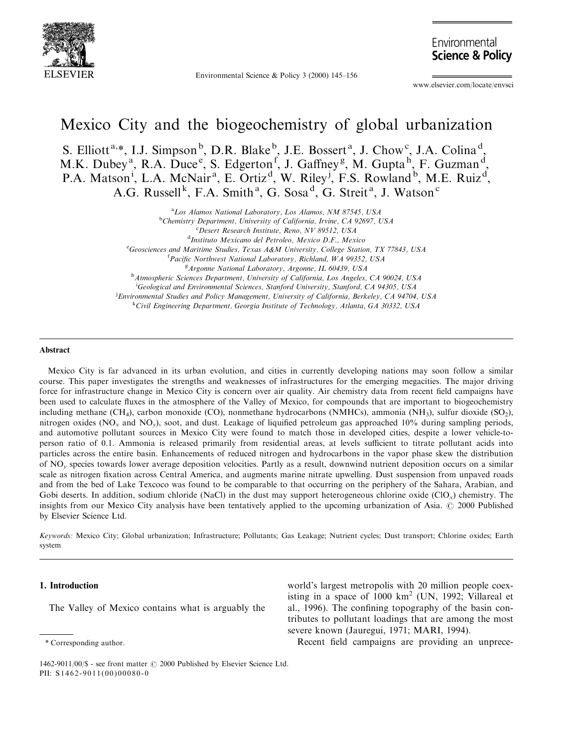# Mexico City and the biogeochemistry of global urbanization

S. Elliott[a,*], I.J. Simpson[b], D.R. Blake[b], J.E. Bossert[a], J. Chow[c], J.A. Colina[d], M.K. Dubey[a], R.A. Duce[e], S. Edgerton[f], J. Gaffney[g], M. Gupta[h], F. Guzman[d], P.A. Matson[i], L.A. McNair[a], E. Ortiz[d], W. Riley[j], F.S. Rowland[b], M.E. Ruiz[d], A.G. Russell[k], F.A. Smith[a], G. Sosa[d], G. Streit[a], J. Watson[c]

[a]*Los Alamos National Laboratory, Los Alamos, NM 87545, USA*
[b]*Chemistry Department, University of California, Irvine, CA 92697, USA*
[c]*Desert Research Institute, Reno, NV 89512, USA*
[d]*Instituto Mexicano del Petroleo, Mexico D.F., Mexico*
[e]*Geosciences and Maritime Studies, Texas A&M University, College Station, TX 77843, USA*
[f]*Pacific Northwest National Laboratory, Richland, WA 99352, USA*
[g]*Argonne National Laboratory, Argonne, IL 60439, USA*
[h]*Atmospheric Sciences Department, University of California, Los Angeles, CA 90024, USA*
[i]*Geological and Environmental Sciences, Stanford University, Stanford, CA 94305, USA*
[j]*Environmental Studies and Policy Management, University of California, Berkeley, CA 94704, USA*
[k]*Civil Engineering Department, Georgia Institute of Technology, Atlanta, GA 30332, USA*

## Abstract

Mexico City is far advanced in its urban evolution, and cities in currently developing nations may soon follow a similar course. This paper investigates the strengths and weaknesses of infrastructures for the emerging megacities. The major driving force for infrastructure change in Mexico City is concern over air quality. Air chemistry data from recent field campaigns have been used to calculate fluxes in the atmosphere of the Valley of Mexico, for compounds that are important to biogeochemistry including methane ($CH_4$), carbon monoxide (CO), nonmethane hydrocarbons (NMHCs), ammonia ($NH_3$), sulfur dioxide ($SO_2$), nitrogen oxides ($NO_x$ and $NO_y$), soot, and dust. Leakage of liquified petroleum gas approached 10% during sampling periods, and automotive pollutant sources in Mexico City were found to match those in developed cities, despite a lower vehicle-to-person ratio of 0.1. Ammonia is released primarily from residential areas, at levels sufficient to titrate pollutant acids into particles across the entire basin. Enhancements of reduced nitrogen and hydrocarbons in the vapor phase skew the distribution of $NO_y$ species towards lower average deposition velocities. Partly as a result, downwind nutrient deposition occurs on a similar scale as nitrogen fixation across Central America, and augments marine nitrate upwelling. Dust suspension from unpaved roads and from the bed of Lake Texcoco was found to be comparable to that occurring on the periphery of the Sahara, Arabian, and Gobi deserts. In addition, sodium chloride (NaCl) in the dust may support heterogeneous chlorine oxide ($ClO_x$) chemistry. The insights from our Mexico City analysis have been tentatively applied to the upcoming urbanization of Asia. © 2000 Published by Elsevier Science Ltd.

*Keywords:* Mexico City; Global urbanization; Infrastructure; Pollutants; Gas Leakage; Nutrient cycles; Dust transport; Chlorine oxides; Earth system

## 1. Introduction

The Valley of Mexico contains what is arguably the world's largest metropolis with 20 million people coexisting in a space of 1000 $km^2$ (UN, 1992; Villareal et al., 1996). The confining topography of the basin contributes to pollutant loadings that are among the most severe known (Jauregui, 1971; MARI, 1994).

Recent field campaigns are providing an unprece-

\* Corresponding author.

1462-9011/00/$ - see front matter © 2000 Published by Elsevier Science Ltd.
PII: S1462-9011(00)00080-0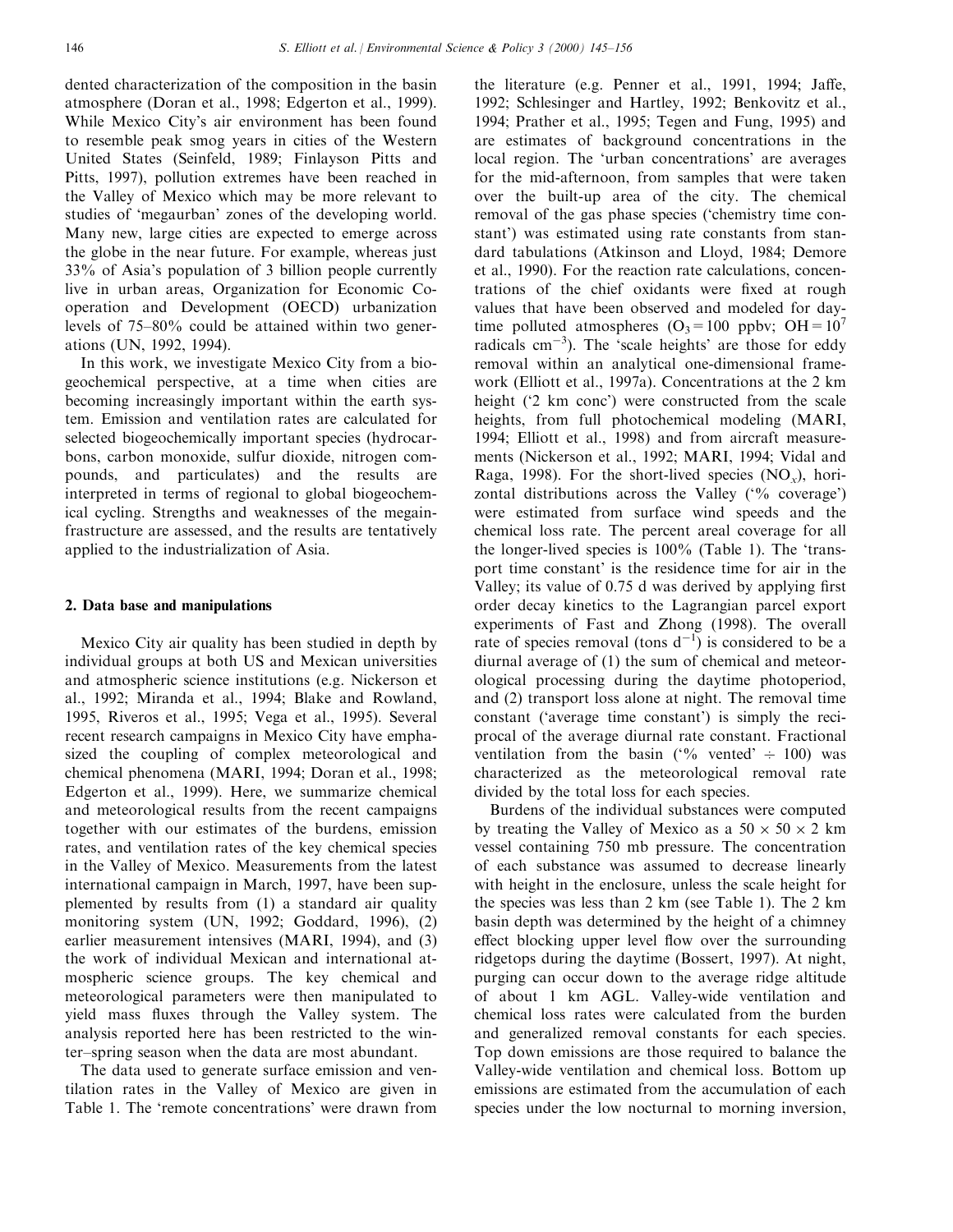dented characterization of the composition in the basin atmosphere (Doran et al., 1998; Edgerton et al., 1999). While Mexico City's air environment has been found to resemble peak smog years in cities of the Western United States (Seinfeld, 1989; Finlayson Pitts and Pitts, 1997), pollution extremes have been reached in the Valley of Mexico which may be more relevant to studies of 'megaurban' zones of the developing world. Many new, large cities are expected to emerge across the globe in the near future. For example, whereas just 33% of Asia's population of 3 billion people currently live in urban areas, Organization for Economic Co-operation and Development (OECD) urbanization levels of 75–80% could be attained within two generations (UN, 1992, 1994).

In this work, we investigate Mexico City from a biogeochemical perspective, at a time when cities are becoming increasingly important within the earth system. Emission and ventilation rates are calculated for selected biogeochemically important species (hydrocarbons, carbon monoxide, sulfur dioxide, nitrogen compounds, and particulates) and the results are interpreted in terms of regional to global biogeochemical cycling. Strengths and weaknesses of the megainfrastructure are assessed, and the results are tentatively applied to the industrialization of Asia.

## 2. Data base and manipulations

Mexico City air quality has been studied in depth by individual groups at both US and Mexican universities and atmospheric science institutions (e.g. Nickerson et al., 1992; Miranda et al., 1994; Blake and Rowland, 1995, Riveros et al., 1995; Vega et al., 1995). Several recent research campaigns in Mexico City have emphasized the coupling of complex meteorological and chemical phenomena (MARI, 1994; Doran et al., 1998; Edgerton et al., 1999). Here, we summarize chemical and meteorological results from the recent campaigns together with our estimates of the burdens, emission rates, and ventilation rates of the key chemical species in the Valley of Mexico. Measurements from the latest international campaign in March, 1997, have been supplemented by results from (1) a standard air quality monitoring system (UN, 1992; Goddard, 1996), (2) earlier measurement intensives (MARI, 1994), and (3) the work of individual Mexican and international atmospheric science groups. The key chemical and meteorological parameters were then manipulated to yield mass fluxes through the Valley system. The analysis reported here has been restricted to the winter–spring season when the data are most abundant.

The data used to generate surface emission and ventilation rates in the Valley of Mexico are given in Table 1. The 'remote concentrations' were drawn from the literature (e.g. Penner et al., 1991, 1994; Jaffe, 1992; Schlesinger and Hartley, 1992; Benkovitz et al., 1994; Prather et al., 1995; Tegen and Fung, 1995) and are estimates of background concentrations in the local region. The 'urban concentrations' are averages for the mid-afternoon, from samples that were taken over the built-up area of the city. The chemical removal of the gas phase species ('chemistry time constant') was estimated using rate constants from standard tabulations (Atkinson and Lloyd, 1984; Demore et al., 1990). For the reaction rate calculations, concentrations of the chief oxidants were fixed at rough values that have been observed and modeled for daytime polluted atmospheres ($O_3 = 100$ ppbv; $OH = 10^7$ radicals $cm^{-3}$). The 'scale heights' are those for eddy removal within an analytical one-dimensional framework (Elliott et al., 1997a). Concentrations at the 2 km height ('2 km conc') were constructed from the scale heights, from full photochemical modeling (MARI, 1994; Elliott et al., 1998) and from aircraft measurements (Nickerson et al., 1992; MARI, 1994; Vidal and Raga, 1998). For the short-lived species ($NO_x$), horizontal distributions across the Valley ('% coverage') were estimated from surface wind speeds and the chemical loss rate. The percent areal coverage for all the longer-lived species is 100% (Table 1). The 'transport time constant' is the residence time for air in the Valley; its value of 0.75 d was derived by applying first order decay kinetics to the Lagrangian parcel export experiments of Fast and Zhong (1998). The overall rate of species removal (tons $d^{-1}$) is considered to be a diurnal average of (1) the sum of chemical and meteorological processing during the daytime photoperiod, and (2) transport loss alone at night. The removal time constant ('average time constant') is simply the reciprocal of the average diurnal rate constant. Fractional ventilation from the basin ('% vented' ÷ 100) was characterized as the meteorological removal rate divided by the total loss for each species.

Burdens of the individual substances were computed by treating the Valley of Mexico as a $50 \times 50 \times 2$ km vessel containing 750 mb pressure. The concentration of each substance was assumed to decrease linearly with height in the enclosure, unless the scale height for the species was less than 2 km (see Table 1). The 2 km basin depth was determined by the height of a chimney effect blocking upper level flow over the surrounding ridgetops during the daytime (Bossert, 1997). At night, purging can occur down to the average ridge altitude of about 1 km AGL. Valley-wide ventilation and chemical loss rates were calculated from the burden and generalized removal constants for each species. Top down emissions are those required to balance the Valley-wide ventilation and chemical loss. Bottom up emissions are estimated from the accumulation of each species under the low nocturnal to morning inversion,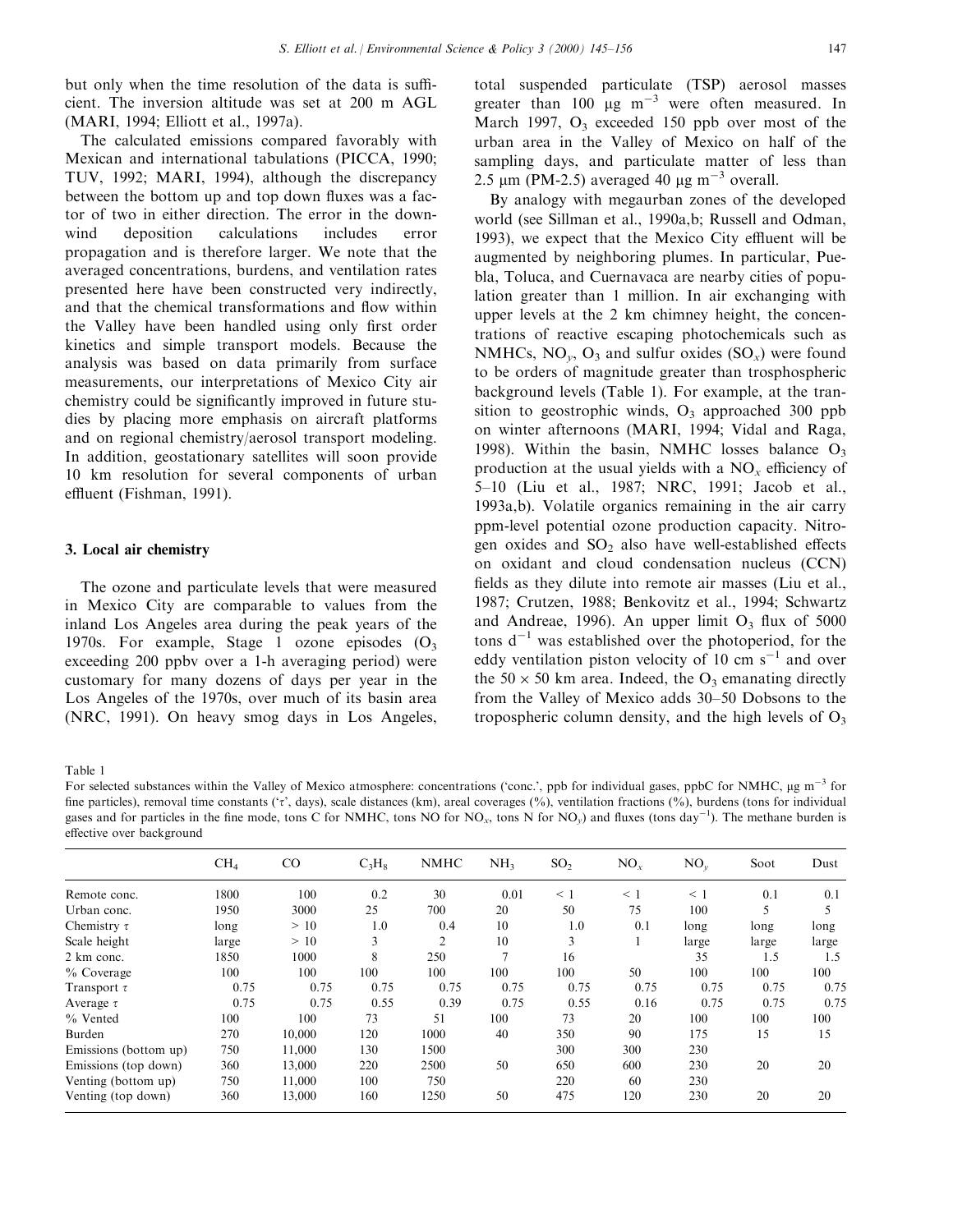but only when the time resolution of the data is sufficient. The inversion altitude was set at 200 m AGL (MARI, 1994; Elliott et al., 1997a).

The calculated emissions compared favorably with Mexican and international tabulations (PICCA, 1990; TUV, 1992; MARI, 1994), although the discrepancy between the bottom up and top down fluxes was a factor of two in either direction. The error in the downwind deposition calculations includes error propagation and is therefore larger. We note that the averaged concentrations, burdens, and ventilation rates presented here have been constructed very indirectly, and that the chemical transformations and flow within the Valley have been handled using only first order kinetics and simple transport models. Because the analysis was based on data primarily from surface measurements, our interpretations of Mexico City air chemistry could be significantly improved in future studies by placing more emphasis on aircraft platforms and on regional chemistry/aerosol transport modeling. In addition, geostationary satellites will soon provide 10 km resolution for several components of urban effluent (Fishman, 1991).

## 3. Local air chemistry

The ozone and particulate levels that were measured in Mexico City are comparable to values from the inland Los Angeles area during the peak years of the 1970s. For example, Stage 1 ozone episodes ($O_3$ exceeding 200 ppbv over a 1-h averaging period) were customary for many dozens of days per year in the Los Angeles of the 1970s, over much of its basin area (NRC, 1991). On heavy smog days in Los Angeles, total suspended particulate (TSP) aerosol masses greater than 100 μg $m^{-3}$ were often measured. In March 1997, $O_3$ exceeded 150 ppb over most of the urban area in the Valley of Mexico on half of the sampling days, and particulate matter of less than 2.5 μm (PM-2.5) averaged 40 μg $m^{-3}$ overall.

By analogy with megaurban zones of the developed world (see Sillman et al., 1990a,b; Russell and Odman, 1993), we expect that the Mexico City effluent will be augmented by neighboring plumes. In particular, Puebla, Toluca, and Cuernavaca are nearby cities of population greater than 1 million. In air exchanging with upper levels at the 2 km chimney height, the concentrations of reactive escaping photochemicals such as NMHCs, $NO_y$, $O_3$ and sulfur oxides ($SO_x$) were found to be orders of magnitude greater than trosphospheric background levels (Table 1). For example, at the transition to geostrophic winds, $O_3$ approached 300 ppb on winter afternoons (MARI, 1994; Vidal and Raga, 1998). Within the basin, NMHC losses balance $O_3$ production at the usual yields with a $NO_x$ efficiency of 5–10 (Liu et al., 1987; NRC, 1991; Jacob et al., 1993a,b). Volatile organics remaining in the air carry ppm-level potential ozone production capacity. Nitrogen oxides and $SO_2$ also have well-established effects on oxidant and cloud condensation nucleus (CCN) fields as they dilute into remote air masses (Liu et al., 1987; Crutzen, 1988; Benkovitz et al., 1994; Schwartz and Andreae, 1996). An upper limit $O_3$ flux of 5000 tons $d^{-1}$ was established over the photoperiod, for the eddy ventilation piston velocity of 10 cm $s^{-1}$ and over the 50 × 50 km area. Indeed, the $O_3$ emanating directly from the Valley of Mexico adds 30–50 Dobsons to the tropospheric column density, and the high levels of $O_3$

Table 1

For selected substances within the Valley of Mexico atmosphere: concentrations ('conc.', ppb for individual gases, ppbC for NMHC, μg $m^{-3}$ for fine particles), removal time constants ('τ', days), scale distances (km), areal coverages (%), ventilation fractions (%), burdens (tons for individual gases and for particles in the fine mode, tons C for NMHC, tons NO for $NO_x$, tons N for $NO_y$) and fluxes (tons $day^{-1}$). The methane burden is effective over background

| | $CH_4$ | CO | $C_3H_8$ | NMHC | $NH_3$ | $SO_2$ | $NO_x$ | $NO_y$ | Soot | Dust |
|---|---|---|---|---|---|---|---|---|---|---|
| Remote conc. | 1800 | 100 | 0.2 | 30 | 0.01 | < 1 | < 1 | < 1 | 0.1 | 0.1 |
| Urban conc. | 1950 | 3000 | 25 | 700 | 20 | 50 | 75 | 100 | 5 | 5 |
| Chemistry τ | long | > 10 | 1.0 | 0.4 | 10 | 1.0 | 0.1 | long | long | long |
| Scale height | large | > 10 | 3 | 2 | 10 | 3 | 1 | large | large | large |
| 2 km conc. | 1850 | 1000 | 8 | 250 | 7 | 16 | | 35 | 1.5 | 1.5 |
| % Coverage | 100 | 100 | 100 | 100 | 100 | 100 | 50 | 100 | 100 | 100 |
| Transport τ | 0.75 | 0.75 | 0.75 | 0.75 | 0.75 | 0.75 | 0.75 | 0.75 | 0.75 | 0.75 |
| Average τ | 0.75 | 0.75 | 0.55 | 0.39 | 0.75 | 0.55 | 0.16 | 0.75 | 0.75 | 0.75 |
| % Vented | 100 | 100 | 73 | 51 | 100 | 73 | 20 | 100 | 100 | 100 |
| Burden | 270 | 10,000 | 120 | 1000 | 40 | 350 | 90 | 175 | 15 | 15 |
| Emissions (bottom up) | 750 | 11,000 | 130 | 1500 | | 300 | 300 | 230 | | |
| Emissions (top down) | 360 | 13,000 | 220 | 2500 | 50 | 650 | 600 | 230 | 20 | 20 |
| Venting (bottom up) | 750 | 11,000 | 100 | 750 | | 220 | 60 | 230 | | |
| Venting (top down) | 360 | 13,000 | 160 | 1250 | 50 | 475 | 120 | 230 | 20 | 20 |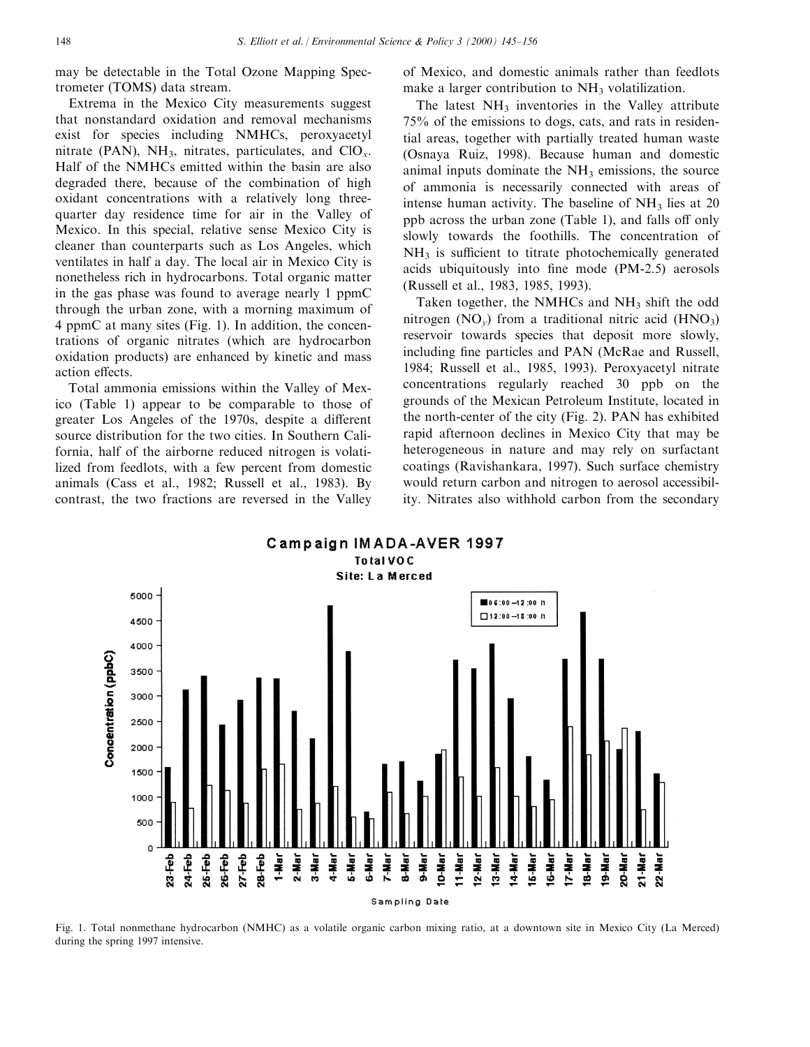may be detectable in the Total Ozone Mapping Spectrometer (TOMS) data stream.

Extrema in the Mexico City measurements suggest that nonstandard oxidation and removal mechanisms exist for species including NMHCs, peroxyacetyl nitrate (PAN), $NH_3$, nitrates, particulates, and $ClO_x$. Half of the NMHCs emitted within the basin are also degraded there, because of the combination of high oxidant concentrations with a relatively long three-quarter day residence time for air in the Valley of Mexico. In this special, relative sense Mexico City is cleaner than counterparts such as Los Angeles, which ventilates in half a day. The local air in Mexico City is nonetheless rich in hydrocarbons. Total organic matter in the gas phase was found to average nearly 1 ppmC through the urban zone, with a morning maximum of 4 ppmC at many sites (Fig. 1). In addition, the concentrations of organic nitrates (which are hydrocarbon oxidation products) are enhanced by kinetic and mass action effects.

Total ammonia emissions within the Valley of Mexico (Table 1) appear to be comparable to those of greater Los Angeles of the 1970s, despite a different source distribution for the two cities. In Southern California, half of the airborne reduced nitrogen is volatilized from feedlots, with a few percent from domestic animals (Cass et al., 1982; Russell et al., 1983). By contrast, the two fractions are reversed in the Valley of Mexico, and domestic animals rather than feedlots make a larger contribution to $NH_3$ volatilization.

The latest $NH_3$ inventories in the Valley attribute 75% of the emissions to dogs, cats, and rats in residential areas, together with partially treated human waste (Osnaya Ruiz, 1998). Because human and domestic animal inputs dominate the $NH_3$ emissions, the source of ammonia is necessarily connected with areas of intense human activity. The baseline of $NH_3$ lies at 20 ppb across the urban zone (Table 1), and falls off only slowly towards the foothills. The concentration of $NH_3$ is sufficient to titrate photochemically generated acids ubiquitously into fine mode (PM-2.5) aerosols (Russell et al., 1983, 1985, 1993).

Taken together, the NMHCs and $NH_3$ shift the odd nitrogen ($NO_y$) from a traditional nitric acid ($HNO_3$) reservoir towards species that deposit more slowly, including fine particles and PAN (McRae and Russell, 1984; Russell et al., 1985, 1993). Peroxyacetyl nitrate concentrations regularly reached 30 ppb on the grounds of the Mexican Petroleum Institute, located in the north-center of the city (Fig. 2). PAN has exhibited rapid afternoon declines in Mexico City that may be heterogeneous in nature and may rely on surfactant coatings (Ravishankara, 1997). Such surface chemistry would return carbon and nitrogen to aerosol accessibility. Nitrates also withhold carbon from the secondary

Fig. 1. Total nonmethane hydrocarbon (NMHC) as a volatile organic carbon mixing ratio, at a downtown site in Mexico City (La Merced) during the spring 1997 intensive.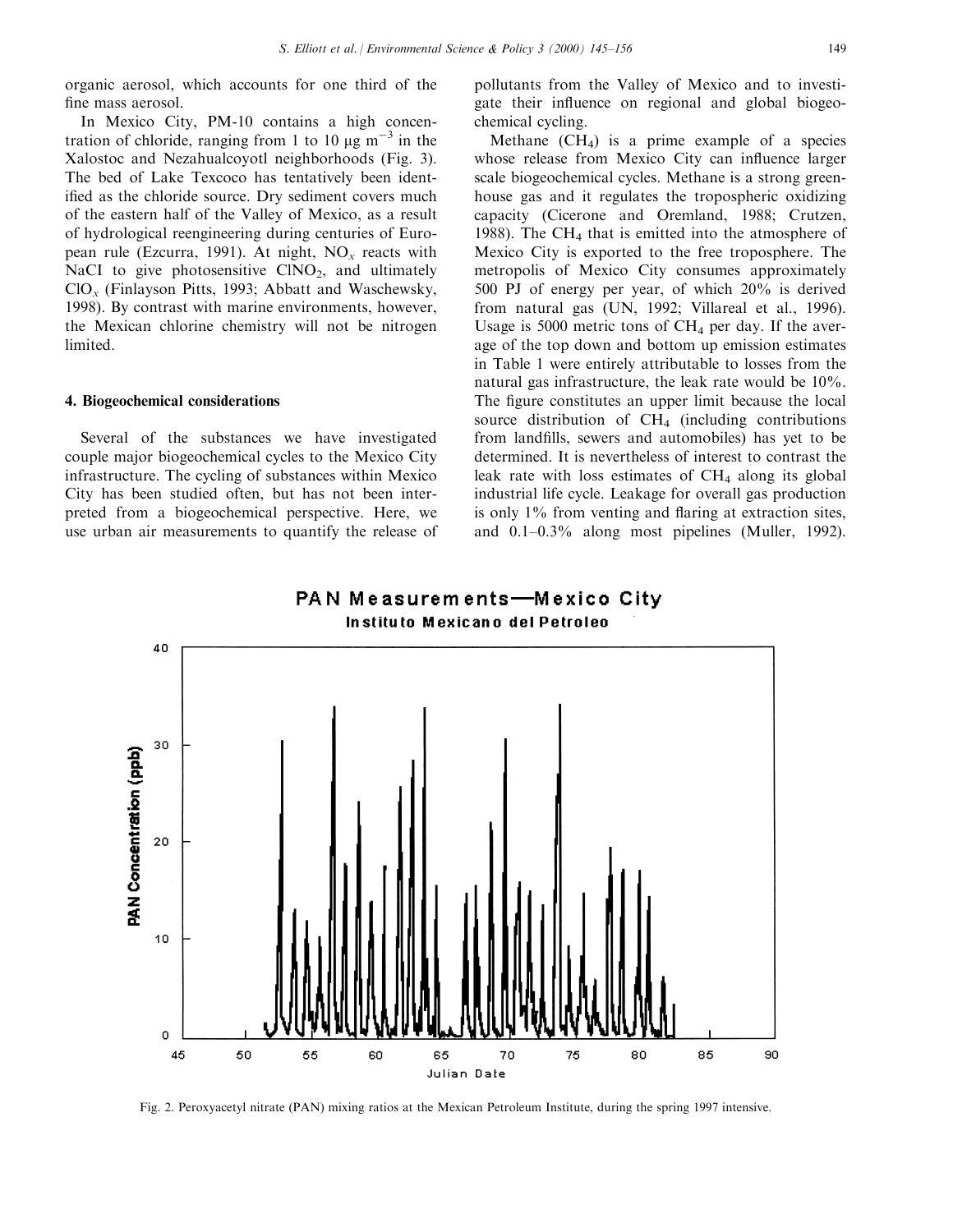organic aerosol, which accounts for one third of the fine mass aerosol.

In Mexico City, PM-10 contains a high concentration of chloride, ranging from 1 to 10 μg m$^{-3}$ in the Xalostoc and Nezahualcoyotl neighborhoods (Fig. 3). The bed of Lake Texcoco has tentatively been identified as the chloride source. Dry sediment covers much of the eastern half of the Valley of Mexico, as a result of hydrological reengineering during centuries of European rule (Ezcurra, 1991). At night, $NO_x$ reacts with NaCI to give photosensitive $ClNO_2$, and ultimately $ClO_x$ (Finlayson Pitts, 1993; Abbatt and Waschewsky, 1998). By contrast with marine environments, however, the Mexican chlorine chemistry will not be nitrogen limited.

## 4. Biogeochemical considerations

Several of the substances we have investigated couple major biogeochemical cycles to the Mexico City infrastructure. The cycling of substances within Mexico City has been studied often, but has not been interpreted from a biogeochemical perspective. Here, we use urban air measurements to quantify the release of pollutants from the Valley of Mexico and to investigate their influence on regional and global biogeochemical cycling.

Methane ($CH_4$) is a prime example of a species whose release from Mexico City can influence larger scale biogeochemical cycles. Methane is a strong greenhouse gas and it regulates the tropospheric oxidizing capacity (Cicerone and Oremland, 1988; Crutzen, 1988). The $CH_4$ that is emitted into the atmosphere of Mexico City is exported to the free troposphere. The metropolis of Mexico City consumes approximately 500 PJ of energy per year, of which 20% is derived from natural gas (UN, 1992; Villareal et al., 1996). Usage is 5000 metric tons of $CH_4$ per day. If the average of the top down and bottom up emission estimates in Table 1 were entirely attributable to losses from the natural gas infrastructure, the leak rate would be 10%. The figure constitutes an upper limit because the local source distribution of $CH_4$ (including contributions from landfills, sewers and automobiles) has yet to be determined. It is nevertheless of interest to contrast the leak rate with loss estimates of $CH_4$ along its global industrial life cycle. Leakage for overall gas production is only 1% from venting and flaring at extraction sites, and 0.1–0.3% along most pipelines (Muller, 1992).

Fig. 2. Peroxyacetyl nitrate (PAN) mixing ratios at the Mexican Petroleum Institute, during the spring 1997 intensive.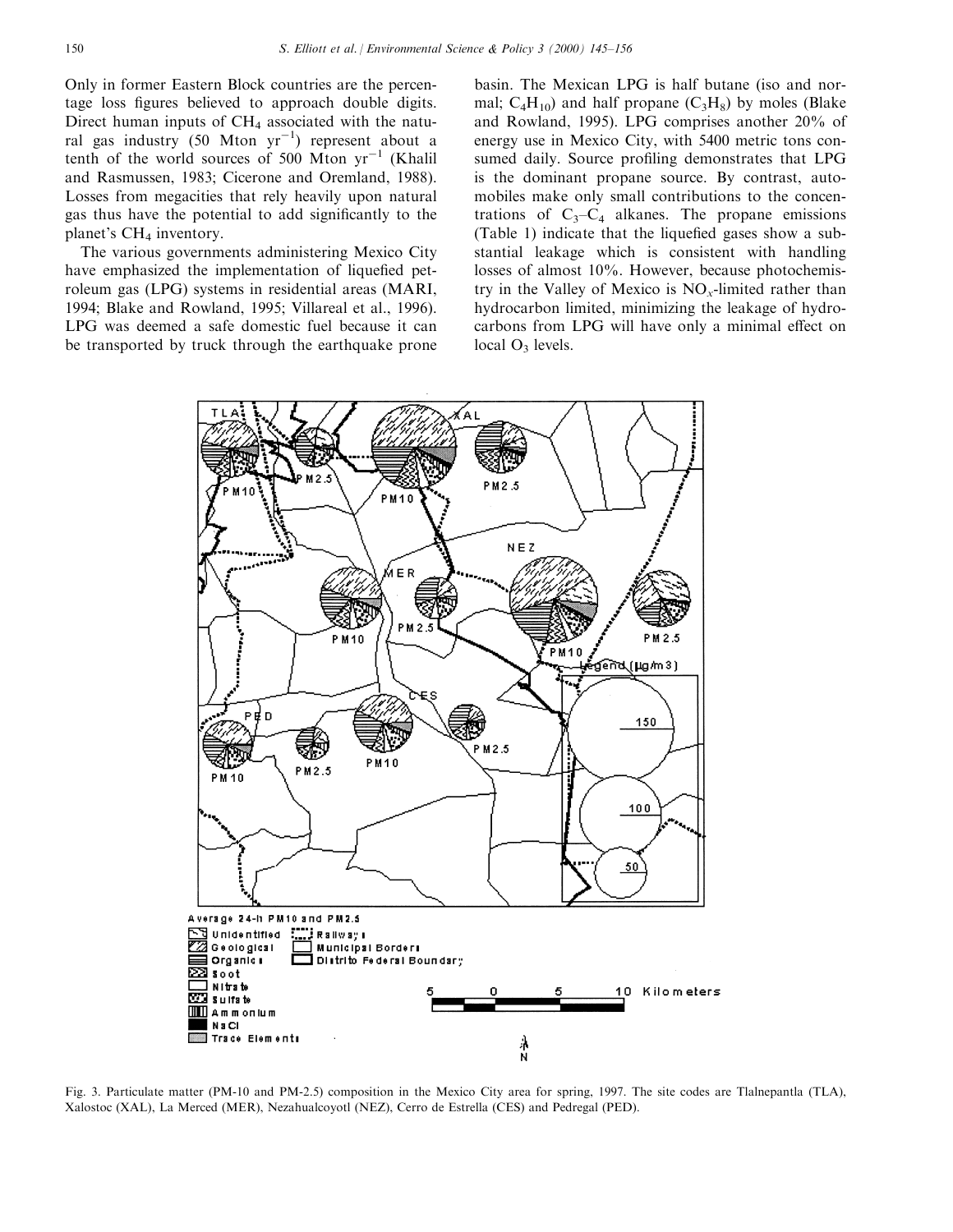Only in former Eastern Block countries are the percentage loss figures believed to approach double digits. Direct human inputs of $CH_4$ associated with the natural gas industry (50 Mton $yr^{-1}$) represent about a tenth of the world sources of 500 Mton $yr^{-1}$ (Khalil and Rasmussen, 1983; Cicerone and Oremland, 1988). Losses from megacities that rely heavily upon natural gas thus have the potential to add significantly to the planet's $CH_4$ inventory.

The various governments administering Mexico City have emphasized the implementation of liquefied petroleum gas (LPG) systems in residential areas (MARI, 1994; Blake and Rowland, 1995; Villareal et al., 1996). LPG was deemed a safe domestic fuel because it can be transported by truck through the earthquake prone basin. The Mexican LPG is half butane (iso and normal; $C_4H_{10}$) and half propane ($C_3H_8$) by moles (Blake and Rowland, 1995). LPG comprises another 20% of energy use in Mexico City, with 5400 metric tons consumed daily. Source profiling demonstrates that LPG is the dominant propane source. By contrast, automobiles make only small contributions to the concentrations of $C_3$–$C_4$ alkanes. The propane emissions (Table 1) indicate that the liquefied gases show a substantial leakage which is consistent with handling losses of almost 10%. However, because photochemistry in the Valley of Mexico is $NO_x$-limited rather than hydrocarbon limited, minimizing the leakage of hydrocarbons from LPG will have only a minimal effect on local $O_3$ levels.

Fig. 3. Particulate matter (PM-10 and PM-2.5) composition in the Mexico City area for spring, 1997. The site codes are Tlalnepantla (TLA), Xalostoc (XAL), La Merced (MER), Nezahualcoyotl (NEZ), Cerro de Estrella (CES) and Pedregal (PED).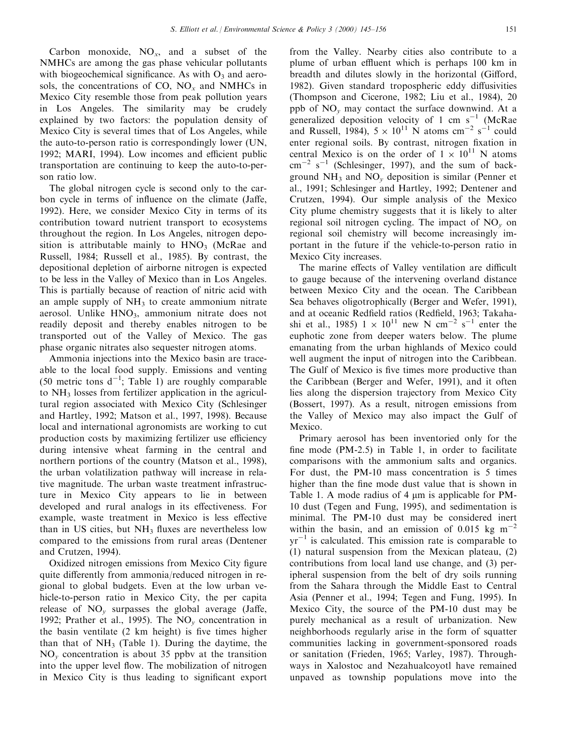Carbon monoxide, $NO_x$, and a subset of the NMHCs are among the gas phase vehicular pollutants with biogeochemical significance. As with $O_3$ and aerosols, the concentrations of CO, $NO_x$ and NMHCs in Mexico City resemble those from peak pollution years in Los Angeles. The similarity may be crudely explained by two factors: the population density of Mexico City is several times that of Los Angeles, while the auto-to-person ratio is correspondingly lower (UN, 1992; MARI, 1994). Low incomes and efficient public transportation are continuing to keep the auto-to-person ratio low.

The global nitrogen cycle is second only to the carbon cycle in terms of influence on the climate (Jaffe, 1992). Here, we consider Mexico City in terms of its contribution toward nutrient transport to ecosystems throughout the region. In Los Angeles, nitrogen deposition is attributable mainly to $HNO_3$ (McRae and Russell, 1984; Russell et al., 1985). By contrast, the depositional depletion of airborne nitrogen is expected to be less in the Valley of Mexico than in Los Angeles. This is partially because of reaction of nitric acid with an ample supply of $NH_3$ to create ammonium nitrate aerosol. Unlike $HNO_3$, ammonium nitrate does not readily deposit and thereby enables nitrogen to be transported out of the Valley of Mexico. The gas phase organic nitrates also sequester nitrogen atoms.

Ammonia injections into the Mexico basin are traceable to the local food supply. Emissions and venting (50 metric tons $d^{-1}$; Table 1) are roughly comparable to $NH_3$ losses from fertilizer application in the agricultural region associated with Mexico City (Schlesinger and Hartley, 1992; Matson et al., 1997, 1998). Because local and international agronomists are working to cut production costs by maximizing fertilizer use efficiency during intensive wheat farming in the central and northern portions of the country (Matson et al., 1998), the urban volatilization pathway will increase in relative magnitude. The urban waste treatment infrastructure in Mexico City appears to lie in between developed and rural analogs in its effectiveness. For example, waste treatment in Mexico is less effective than in US cities, but $NH_3$ fluxes are nevertheless low compared to the emissions from rural areas (Dentener and Crutzen, 1994).

Oxidized nitrogen emissions from Mexico City figure quite differently from ammonia/reduced nitrogen in regional to global budgets. Even at the low urban vehicle-to-person ratio in Mexico City, the per capita release of $NO_y$ surpasses the global average (Jaffe, 1992; Prather et al., 1995). The $NO_y$ concentration in the basin ventilate (2 km height) is five times higher than that of $NH_3$ (Table 1). During the daytime, the $NO_y$ concentration is about 35 ppbv at the transition into the upper level flow. The mobilization of nitrogen in Mexico City is thus leading to significant export from the Valley. Nearby cities also contribute to a plume of urban effluent which is perhaps 100 km in breadth and dilutes slowly in the horizontal (Gifford, 1982). Given standard tropospheric eddy diffusivities (Thompson and Cicerone, 1982; Liu et al., 1984), 20 ppb of $NO_y$ may contact the surface downwind. At a generalized deposition velocity of 1 cm $s^{-1}$ (McRae and Russell, 1984), $5 \times 10^{11}$ N atoms $cm^{-2}$ $s^{-1}$ could enter regional soils. By contrast, nitrogen fixation in central Mexico is on the order of $1 \times 10^{11}$ N atoms $cm^{-2}$ $s^{-1}$ (Schlesinger, 1997), and the sum of background $NH_3$ and $NO_y$ deposition is similar (Penner et al., 1991; Schlesinger and Hartley, 1992; Dentener and Crutzen, 1994). Our simple analysis of the Mexico City plume chemistry suggests that it is likely to alter regional soil nitrogen cycling. The impact of $NO_y$ on regional soil chemistry will become increasingly important in the future if the vehicle-to-person ratio in Mexico City increases.

The marine effects of Valley ventilation are difficult to gauge because of the intervening overland distance between Mexico City and the ocean. The Caribbean Sea behaves oligotrophically (Berger and Wefer, 1991), and at oceanic Redfield ratios (Redfield, 1963; Takahashi et al., 1985) $1 \times 10^{11}$ new N $cm^{-2}$ $s^{-1}$ enter the euphotic zone from deeper waters below. The plume emanating from the urban highlands of Mexico could well augment the input of nitrogen into the Caribbean. The Gulf of Mexico is five times more productive than the Caribbean (Berger and Wefer, 1991), and it often lies along the dispersion trajectory from Mexico City (Bossert, 1997). As a result, nitrogen emissions from the Valley of Mexico may also impact the Gulf of Mexico.

Primary aerosol has been inventoried only for the fine mode (PM-2.5) in Table 1, in order to facilitate comparisons with the ammonium salts and organics. For dust, the PM-10 mass concentration is 5 times higher than the fine mode dust value that is shown in Table 1. A mode radius of 4 μm is applicable for PM-10 dust (Tegen and Fung, 1995), and sedimentation is minimal. The PM-10 dust may be considered inert within the basin, and an emission of 0.015 kg $m^{-2}$ $yr^{-1}$ is calculated. This emission rate is comparable to (1) natural suspension from the Mexican plateau, (2) contributions from local land use change, and (3) peripheral suspension from the belt of dry soils running from the Sahara through the Middle East to Central Asia (Penner et al., 1994; Tegen and Fung, 1995). In Mexico City, the source of the PM-10 dust may be purely mechanical as a result of urbanization. New neighborhoods regularly arise in the form of squatter communities lacking in government-sponsored roads or sanitation (Frieden, 1965; Varley, 1987). Throughways in Xalostoc and Nezahualcoyotl have remained unpaved as township populations move into the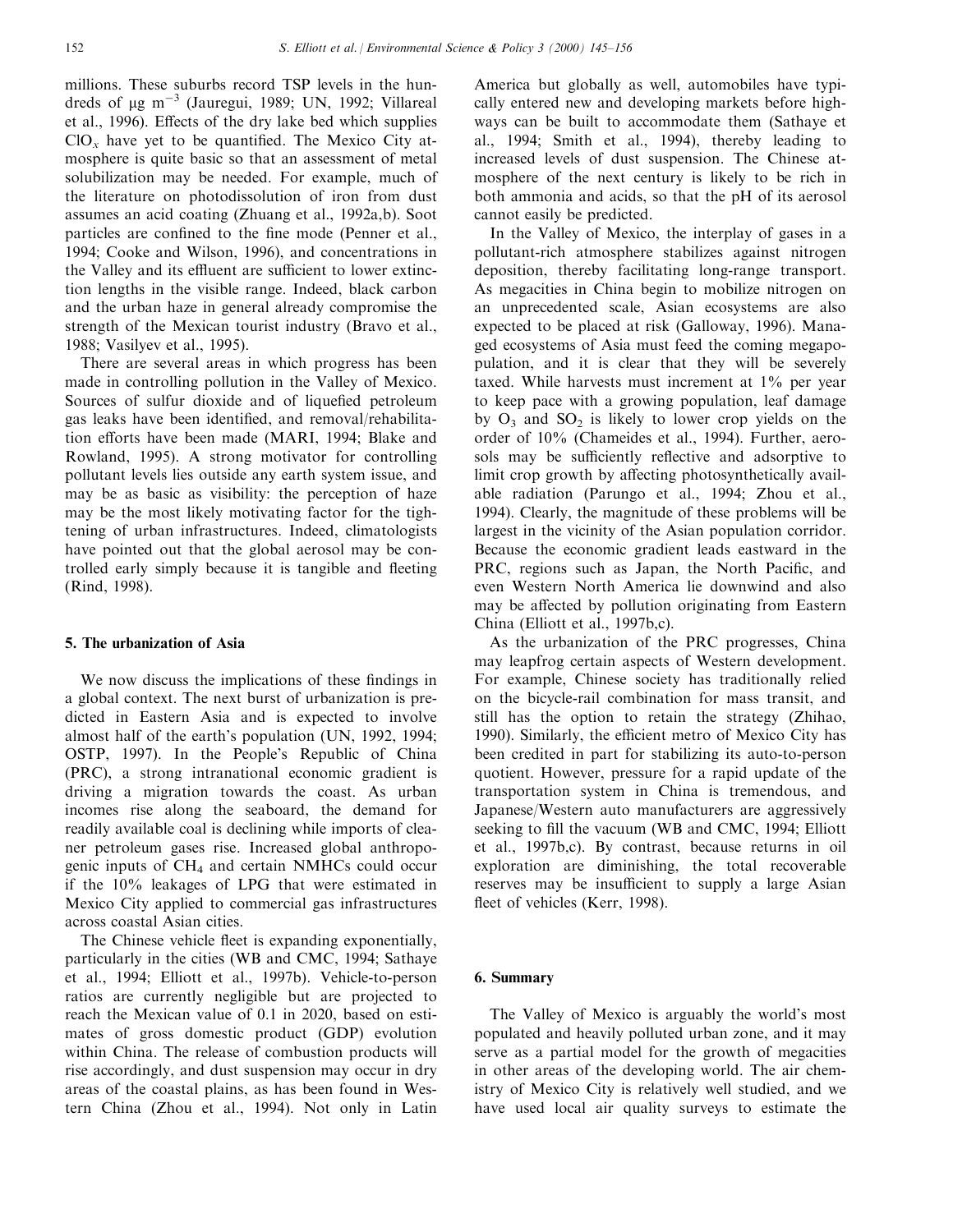millions. These suburbs record TSP levels in the hundreds of μg $m^{-3}$ (Jauregui, 1989; UN, 1992; Villareal et al., 1996). Effects of the dry lake bed which supplies $ClO_x$ have yet to be quantified. The Mexico City atmosphere is quite basic so that an assessment of metal solubilization may be needed. For example, much of the literature on photodissolution of iron from dust assumes an acid coating (Zhuang et al., 1992a,b). Soot particles are confined to the fine mode (Penner et al., 1994; Cooke and Wilson, 1996), and concentrations in the Valley and its effluent are sufficient to lower extinction lengths in the visible range. Indeed, black carbon and the urban haze in general already compromise the strength of the Mexican tourist industry (Bravo et al., 1988; Vasilyev et al., 1995).

There are several areas in which progress has been made in controlling pollution in the Valley of Mexico. Sources of sulfur dioxide and of liquefied petroleum gas leaks have been identified, and removal/rehabilitation efforts have been made (MARI, 1994; Blake and Rowland, 1995). A strong motivator for controlling pollutant levels lies outside any earth system issue, and may be as basic as visibility: the perception of haze may be the most likely motivating factor for the tightening of urban infrastructures. Indeed, climatologists have pointed out that the global aerosol may be controlled early simply because it is tangible and fleeting (Rind, 1998).

## 5. The urbanization of Asia

We now discuss the implications of these findings in a global context. The next burst of urbanization is predicted in Eastern Asia and is expected to involve almost half of the earth's population (UN, 1992, 1994; OSTP, 1997). In the People's Republic of China (PRC), a strong intranational economic gradient is driving a migration towards the coast. As urban incomes rise along the seaboard, the demand for readily available coal is declining while imports of cleaner petroleum gases rise. Increased global anthropogenic inputs of $CH_4$ and certain NMHCs could occur if the 10% leakages of LPG that were estimated in Mexico City applied to commercial gas infrastructures across coastal Asian cities.

The Chinese vehicle fleet is expanding exponentially, particularly in the cities (WB and CMC, 1994; Sathaye et al., 1994; Elliott et al., 1997b). Vehicle-to-person ratios are currently negligible but are projected to reach the Mexican value of 0.1 in 2020, based on estimates of gross domestic product (GDP) evolution within China. The release of combustion products will rise accordingly, and dust suspension may occur in dry areas of the coastal plains, as has been found in Western China (Zhou et al., 1994). Not only in Latin America but globally as well, automobiles have typically entered new and developing markets before highways can be built to accommodate them (Sathaye et al., 1994; Smith et al., 1994), thereby leading to increased levels of dust suspension. The Chinese atmosphere of the next century is likely to be rich in both ammonia and acids, so that the pH of its aerosol cannot easily be predicted.

In the Valley of Mexico, the interplay of gases in a pollutant-rich atmosphere stabilizes against nitrogen deposition, thereby facilitating long-range transport. As megacities in China begin to mobilize nitrogen on an unprecedented scale, Asian ecosystems are also expected to be placed at risk (Galloway, 1996). Managed ecosystems of Asia must feed the coming megapopulation, and it is clear that they will be severely taxed. While harvests must increment at 1% per year to keep pace with a growing population, leaf damage by $O_3$ and $SO_2$ is likely to lower crop yields on the order of 10% (Chameides et al., 1994). Further, aerosols may be sufficiently reflective and adsorptive to limit crop growth by affecting photosynthetically available radiation (Parungo et al., 1994; Zhou et al., 1994). Clearly, the magnitude of these problems will be largest in the vicinity of the Asian population corridor. Because the economic gradient leads eastward in the PRC, regions such as Japan, the North Pacific, and even Western North America lie downwind and also may be affected by pollution originating from Eastern China (Elliott et al., 1997b,c).

As the urbanization of the PRC progresses, China may leapfrog certain aspects of Western development. For example, Chinese society has traditionally relied on the bicycle-rail combination for mass transit, and still has the option to retain the strategy (Zhihao, 1990). Similarly, the efficient metro of Mexico City has been credited in part for stabilizing its auto-to-person quotient. However, pressure for a rapid update of the transportation system in China is tremendous, and Japanese/Western auto manufacturers are aggressively seeking to fill the vacuum (WB and CMC, 1994; Elliott et al., 1997b,c). By contrast, because returns in oil exploration are diminishing, the total recoverable reserves may be insufficient to supply a large Asian fleet of vehicles (Kerr, 1998).

## 6. Summary

The Valley of Mexico is arguably the world's most populated and heavily polluted urban zone, and it may serve as a partial model for the growth of megacities in other areas of the developing world. The air chemistry of Mexico City is relatively well studied, and we have used local air quality surveys to estimate the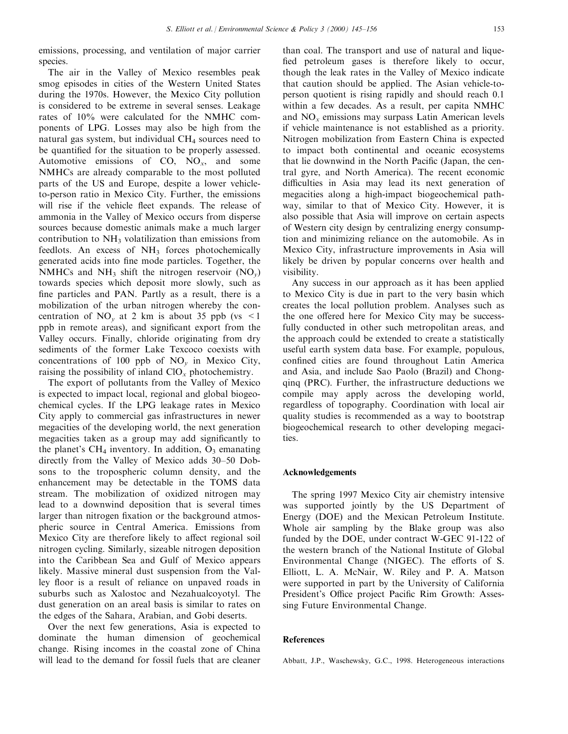emissions, processing, and ventilation of major carrier species.

The air in the Valley of Mexico resembles peak smog episodes in cities of the Western United States during the 1970s. However, the Mexico City pollution is considered to be extreme in several senses. Leakage rates of 10% were calculated for the NMHC components of LPG. Losses may also be high from the natural gas system, but individual $CH_4$ sources need to be quantified for the situation to be properly assessed. Automotive emissions of CO, $NO_x$, and some NMHCs are already comparable to the most polluted parts of the US and Europe, despite a lower vehicle-to-person ratio in Mexico City. Further, the emissions will rise if the vehicle fleet expands. The release of ammonia in the Valley of Mexico occurs from disperse sources because domestic animals make a much larger contribution to $NH_3$ volatilization than emissions from feedlots. An excess of $NH_3$ forces photochemically generated acids into fine mode particles. Together, the NMHCs and $NH_3$ shift the nitrogen reservoir ($NO_y$) towards species which deposit more slowly, such as fine particles and PAN. Partly as a result, there is a mobilization of the urban nitrogen whereby the concentration of $NO_y$ at 2 km is about 35 ppb (vs $<1$ ppb in remote areas), and significant export from the Valley occurs. Finally, chloride originating from dry sediments of the former Lake Texcoco coexists with concentrations of 100 ppb of $NO_y$ in Mexico City, raising the possibility of inland $ClO_x$ photochemistry.

The export of pollutants from the Valley of Mexico is expected to impact local, regional and global biogeochemical cycles. If the LPG leakage rates in Mexico City apply to commercial gas infrastructures in newer megacities of the developing world, the next generation megacities taken as a group may add significantly to the planet's $CH_4$ inventory. In addition, $O_3$ emanating directly from the Valley of Mexico adds 30–50 Dobsons to the tropospheric column density, and the enhancement may be detectable in the TOMS data stream. The mobilization of oxidized nitrogen may lead to a downwind deposition that is several times larger than nitrogen fixation or the background atmospheric source in Central America. Emissions from Mexico City are therefore likely to affect regional soil nitrogen cycling. Similarly, sizeable nitrogen deposition into the Caribbean Sea and Gulf of Mexico appears likely. Massive mineral dust suspension from the Valley floor is a result of reliance on unpaved roads in suburbs such as Xalostoc and Nezahualcoyotyl. The dust generation on an areal basis is similar to rates on the edges of the Sahara, Arabian, and Gobi deserts.

Over the next few generations, Asia is expected to dominate the human dimension of geochemical change. Rising incomes in the coastal zone of China will lead to the demand for fossil fuels that are cleaner than coal. The transport and use of natural and liquefied petroleum gases is therefore likely to occur, though the leak rates in the Valley of Mexico indicate that caution should be applied. The Asian vehicle-to-person quotient is rising rapidly and should reach 0.1 within a few decades. As a result, per capita NMHC and $NO_x$ emissions may surpass Latin American levels if vehicle maintenance is not established as a priority. Nitrogen mobilization from Eastern China is expected to impact both continental and oceanic ecosystems that lie downwind in the North Pacific (Japan, the central gyre, and North America). The recent economic difficulties in Asia may lead its next generation of megacities along a high-impact biogeochemical pathway, similar to that of Mexico City. However, it is also possible that Asia will improve on certain aspects of Western city design by centralizing energy consumption and minimizing reliance on the automobile. As in Mexico City, infrastructure improvements in Asia will likely be driven by popular concerns over health and visibility.

Any success in our approach as it has been applied to Mexico City is due in part to the very basin which creates the local pollution problem. Analyses such as the one offered here for Mexico City may be successfully conducted in other such metropolitan areas, and the approach could be extended to create a statistically useful earth system data base. For example, populous, confined cities are found throughout Latin America and Asia, and include Sao Paolo (Brazil) and Chongqinq (PRC). Further, the infrastructure deductions we compile may apply across the developing world, regardless of topography. Coordination with local air quality studies is recommended as a way to bootstrap biogeochemical research to other developing megacities.

## Acknowledgements

The spring 1997 Mexico City air chemistry intensive was supported jointly by the US Department of Energy (DOE) and the Mexican Petroleum Institute. Whole air sampling by the Blake group was also funded by the DOE, under contract W-GEC 91-122 of the western branch of the National Institute of Global Environmental Change (NIGEC). The efforts of S. Elliott, L. A. McNair, W. Riley and P. A. Matson were supported in part by the University of California President's Office project Pacific Rim Growth: Assessing Future Environmental Change.

## References

Abbatt, J.P., Waschewsky, G.C., 1998. Heterogeneous interactions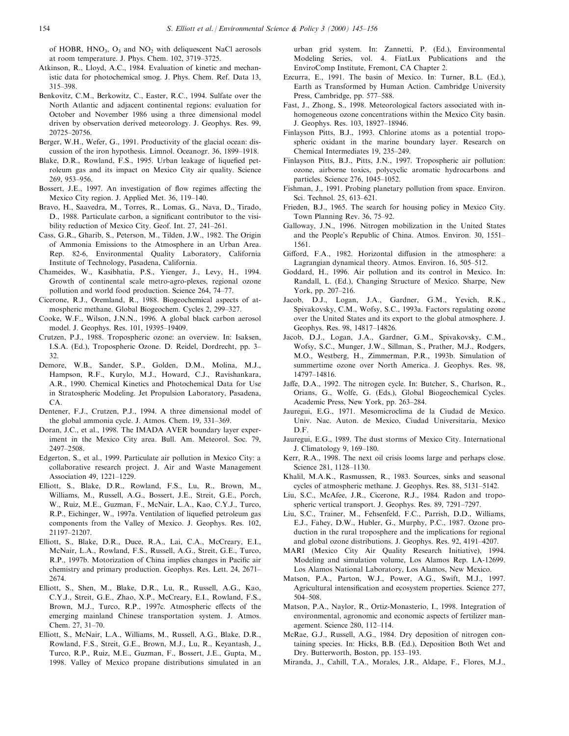of HOBR, $HNO_3$, $O_3$ and $NO_2$ with deliquescent NaCl aerosols at room temperature. J. Phys. Chem. 102, 3719–3725.

Atkinson, R., Lloyd, A.C., 1984. Evaluation of kinetic and mechanistic data for photochemical smog. J. Phys. Chem. Ref. Data 13, 315–398.

Benkovitz, C.M., Berkowitz, C., Easter, R.C., 1994. Sulfate over the North Atlantic and adjacent continental regions: evaluation for October and November 1986 using a three dimensional model driven by observation derived meteorology. J. Geophys. Res. 99, 20725–20756.

Berger, W.H., Wefer, G., 1991. Productivity of the glacial ocean: discussion of the iron hypothesis. Limnol. Oceanogr. 36, 1899–1918.

Blake, D.R., Rowland, F.S., 1995. Urban leakage of liquefied petroleum gas and its impact on Mexico City air quality. Science 269, 953–956.

Bossert, J.E., 1997. An investigation of flow regimes affecting the Mexico City region. J. Applied Met. 36, 119–140.

Bravo, H., Saavedra, M., Torres, R., Lomas, G., Nava, D., Tirado, D., 1988. Particulate carbon, a significant contributor to the visibility reduction of Mexico City. Geof. Int. 27, 241–261.

Cass, G.R., Gharib, S., Peterson, M., Tilden, J.W., 1982. The Origin of Ammonia Emissions to the Atmosphere in an Urban Area. Rep. 82-6, Environmental Quality Laboratory, California Institute of Technology, Pasadena, California.

Chameides, W., Kasibhatia, P.S., Yienger, J., Levy, H., 1994. Growth of continental scale metro-agro-plexes, regional ozone pollution and world food production. Science 264, 74–77.

Cicerone, R.J., Oremland, R., 1988. Biogeochemical aspects of atmospheric methane. Global Biogeochem. Cycles 2, 299–327.

Cooke, W.F., Wilson, J.N.N., 1996. A global black carbon aerosol model. J. Geophys. Res. 101, 19395–19409.

Crutzen, P.J., 1988. Tropospheric ozone: an overview. In: Isaksen, I.S.A. (Ed.), Tropospheric Ozone. D. Reidel, Dordrecht, pp. 3–32.

Demore, W.B., Sander, S.P., Golden, D.M., Molina, M.J., Hampson, R.F., Kurylo, M.J., Howard, C.J., Ravishankara, A.R., 1990. Chemical Kinetics and Photochemical Data for Use in Stratospheric Modeling. Jet Propulsion Laboratory, Pasadena, CA.

Dentener, F.J., Crutzen, P.J., 1994. A three dimensional model of the global ammonia cycle. J. Atmos. Chem. 19, 331–369.

Doran, J.C., et al., 1998. The IMADA AVER boundary layer experiment in the Mexico City area. Bull. Am. Meteorol. Soc. 79, 2497–2508.

Edgerton, S., et al., 1999. Particulate air pollution in Mexico City: a collaborative research project. J. Air and Waste Management Association 49, 1221–1229.

Elliott, S., Blake, D.R., Rowland, F.S., Lu, R., Brown, M., Williams, M., Russell, A.G., Bossert, J.E., Streit, G.E., Porch, W., Ruiz, M.E., Guzman, F., McNair, L.A., Kao, C.Y.J., Turco, R.P., Eichinger, W., 1997a. Ventilation of liquefied petroleum gas components from the Valley of Mexico. J. Geophys. Res. 102, 21197–21207.

Elliott, S., Blake, D.R., Duce, R.A., Lai, C.A., McCreary, E.I., McNair, L.A., Rowland, F.S., Russell, A.G., Streit, G.E., Turco, R.P., 1997b. Motorization of China implies changes in Pacific air chemistry and primary production. Geophys. Res. Lett. 24, 2671–2674.

Elliott, S., Shen, M., Blake, D.R., Lu, R., Russell, A.G., Kao, C.Y.J., Streit, G.E., Zhao, X.P., McCreary, E.I., Rowland, F.S., Brown, M.J., Turco, R.P., 1997c. Atmospheric effects of the emerging mainland Chinese transportation system. J. Atmos. Chem. 27, 31–70.

Elliott, S., McNair, L.A., Williams, M., Russell, A.G., Blake, D.R., Rowland, F.S., Streit, G.E., Brown, M.J., Lu, R., Keyantash, J., Turco, R.P., Ruiz, M.E., Guzman, F., Bossert, J.E., Gupta, M., 1998. Valley of Mexico propane distributions simulated in an urban grid system. In: Zannetti, P. (Ed.), Environmental Modeling Series, vol. 4. FiatLux Publications and the EnviroComp Institute, Fremont, CA Chapter 2.

Ezcurra, E., 1991. The basin of Mexico. In: Turner, B.L. (Ed.), Earth as Transformed by Human Action. Cambridge University Press, Cambridge, pp. 577–588.

Fast, J., Zhong, S., 1998. Meteorological factors associated with inhomogeneous ozone concentrations within the Mexico City basin. J. Geophys. Res. 103, 18927–18946.

Finlayson Pitts, B.J., 1993. Chlorine atoms as a potential tropospheric oxidant in the marine boundary layer. Research on Chemical Intermediates 19, 235–249.

Finlayson Pitts, B.J., Pitts, J.N., 1997. Tropospheric air pollution: ozone, airborne toxics, polycyclic aromatic hydrocarbons and particles. Science 276, 1045–1052.

Fishman, J., 1991. Probing planetary pollution from space. Environ. Sci. Technol. 25, 613–621.

Frieden, B.J., 1965. The search for housing policy in Mexico City. Town Planning Rev. 36, 75–92.

Galloway, J.N., 1996. Nitrogen mobilization in the United States and the People's Republic of China. Atmos. Environ. 30, 1551–1561.

Gifford, F.A., 1982. Horizontal diffusion in the atmosphere: a Lagrangian dynamical theory. Atmos. Environ. 16, 505–512.

Goddard, H., 1996. Air pollution and its control in Mexico. In: Randall, L. (Ed.), Changing Structure of Mexico. Sharpe, New York, pp. 207–216.

Jacob, D.J., Logan, J.A., Gardner, G.M., Yevich, R.K., Spivakovsky, C.M., Wofsy, S.C., 1993a. Factors regulating ozone over the United States and its export to the global atmosphere. J. Geophys. Res. 98, 14817–14826.

Jacob, D.J., Logan, J.A., Gardner, G.M., Spivakovsky, C.M., Wofsy, S.C., Munger, J.W., Sillman, S., Prather, M.J., Rodgers, M.O., Westberg, H., Zimmerman, P.R., 1993b. Simulation of summertime ozone over North America. J. Geophys. Res. 98, 14797–14816.

Jaffe, D.A., 1992. The nitrogen cycle. In: Butcher, S., Charlson, R., Orians, G., Wolfe, G. (Eds.), Global Biogeochemical Cycles. Academic Press, New York, pp. 263–284.

Jauregui, E.G., 1971. Mesomicroclima de la Ciudad de Mexico. Univ. Nac. Auton. de Mexico, Ciudad Universitaria, Mexico D.F.

Jauregui, E.G., 1989. The dust storms of Mexico City. International J. Climatology 9, 169–180.

Kerr, R.A., 1998. The next oil crisis looms large and perhaps close. Science 281, 1128–1130.

Khalil, M.A.K., Rasmussen, R., 1983. Sources, sinks and seasonal cycles of atmospheric methane. J. Geophys. Res. 88, 5131–5142.

Liu, S.C., McAfee, J.R., Cicerone, R.J., 1984. Radon and tropospheric vertical transport. J. Geophys. Res. 89, 7291–7297.

Liu, S.C., Trainer, M., Fehsenfeld, F.C., Parrish, D.D., Williams, E.J., Fahey, D.W., Hubler, G., Murphy, P.C., 1987. Ozone production in the rural troposphere and the implications for regional and global ozone distributions. J. Geophys. Res. 92, 4191–4207.

MARI (Mexico City Air Quality Research Initiative), 1994. Modeling and simulation volume, Los Alamos Rep. LA-12699. Los Alamos National Laboratory, Los Alamos, New Mexico.

Matson, P.A., Parton, W.J., Power, A.G., Swift, M.J., 1997. Agricultural intensification and ecosystem properties. Science 277, 504–508.

Matson, P.A., Naylor, R., Ortiz-Monasterio, I., 1998. Integration of environmental, agronomic and economic aspects of fertilizer management. Science 280, 112–114.

McRae, G.J., Russell, A.G., 1984. Dry deposition of nitrogen containing species. In: Hicks, B.B. (Ed.), Deposition Both Wet and Dry. Butterworth, Boston, pp. 153–193.

Miranda, J., Cahill, T.A., Morales, J.R., Aldape, F., Flores, M.J.,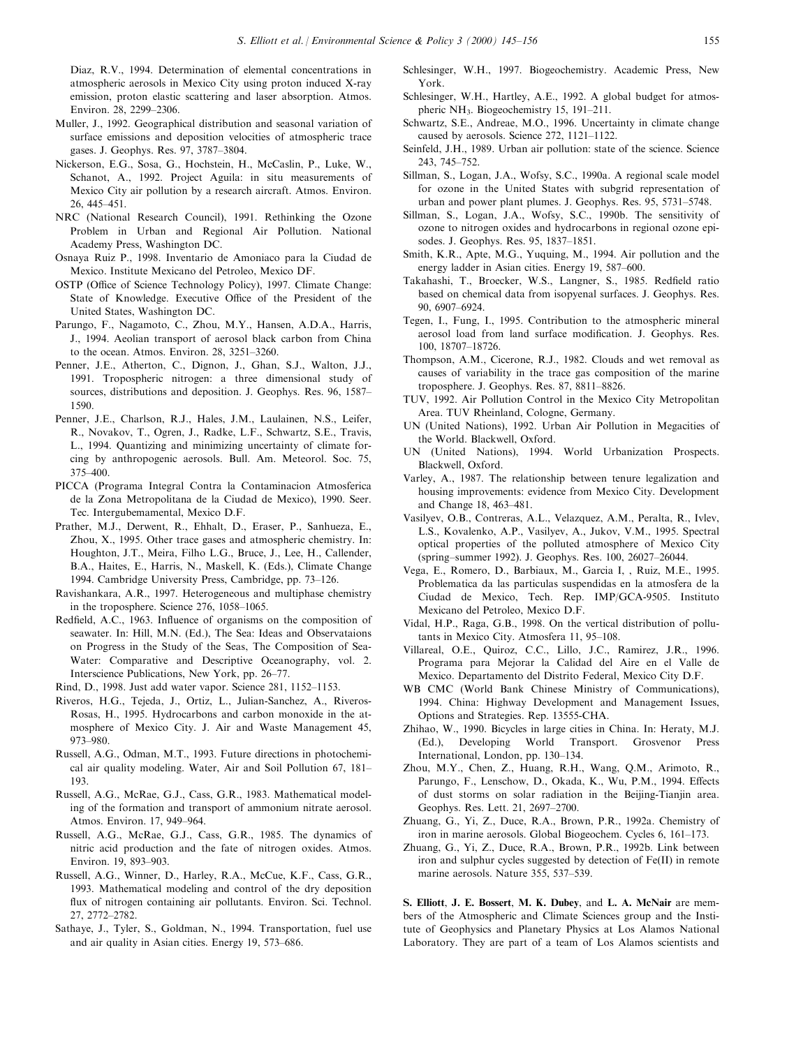Diaz, R.V., 1994. Determination of elemental concentrations in atmospheric aerosols in Mexico City using proton induced X-ray emission, proton elastic scattering and laser absorption. Atmos. Environ. 28, 2299–2306.

Muller, J., 1992. Geographical distribution and seasonal variation of surface emissions and deposition velocities of atmospheric trace gases. J. Geophys. Res. 97, 3787–3804.

Nickerson, E.G., Sosa, G., Hochstein, H., McCaslin, P., Luke, W., Schanot, A., 1992. Project Aguila: in situ measurements of Mexico City air pollution by a research aircraft. Atmos. Environ. 26, 445–451.

NRC (National Research Council), 1991. Rethinking the Ozone Problem in Urban and Regional Air Pollution. National Academy Press, Washington DC.

Osnaya Ruiz P., 1998. Inventario de Amoniaco para la Ciudad de Mexico. Institute Mexicano del Petroleo, Mexico DF.

OSTP (Office of Science Technology Policy), 1997. Climate Change: State of Knowledge. Executive Office of the President of the United States, Washington DC.

Parungo, F., Nagamoto, C., Zhou, M.Y., Hansen, A.D.A., Harris, J., 1994. Aeolian transport of aerosol black carbon from China to the ocean. Atmos. Environ. 28, 3251–3260.

Penner, J.E., Atherton, C., Dignon, J., Ghan, S.J., Walton, J.J., 1991. Tropospheric nitrogen: a three dimensional study of sources, distributions and deposition. J. Geophys. Res. 96, 1587–1590.

Penner, J.E., Charlson, R.J., Hales, J.M., Laulainen, N.S., Leifer, R., Novakov, T., Ogren, J., Radke, L.F., Schwartz, S.E., Travis, L., 1994. Quantizing and minimizing uncertainty of climate forcing by anthropogenic aerosols. Bull. Am. Meteorol. Soc. 75, 375–400.

PICCA (Programa Integral Contra la Contaminacion Atmosferica de la Zona Metropolitana de la Ciudad de Mexico), 1990. Seer. Tec. Intergubemamental, Mexico D.F.

Prather, M.J., Derwent, R., Ehhalt, D., Eraser, P., Sanhueza, E., Zhou, X., 1995. Other trace gases and atmospheric chemistry. In: Houghton, J.T., Meira, Filho L.G., Bruce, J., Lee, H., Callender, B.A., Haites, E., Harris, N., Maskell, K. (Eds.), Climate Change 1994. Cambridge University Press, Cambridge, pp. 73–126.

Ravishankara, A.R., 1997. Heterogeneous and multiphase chemistry in the troposphere. Science 276, 1058–1065.

Redfield, A.C., 1963. Influence of organisms on the composition of seawater. In: Hill, M.N. (Ed.), The Sea: Ideas and Observataions on Progress in the Study of the Seas, The Composition of Sea-Water: Comparative and Descriptive Oceanography, vol. 2. Interscience Publications, New York, pp. 26–77.

Rind, D., 1998. Just add water vapor. Science 281, 1152–1153.

Riveros, H.G., Tejeda, J., Ortiz, L., Julian-Sanchez, A., Riveros-Rosas, H., 1995. Hydrocarbons and carbon monoxide in the atmosphere of Mexico City. J. Air and Waste Management 45, 973–980.

Russell, A.G., Odman, M.T., 1993. Future directions in photochemical air quality modeling. Water, Air and Soil Pollution 67, 181–193.

Russell, A.G., McRae, G.J., Cass, G.R., 1983. Mathematical modeling of the formation and transport of ammonium nitrate aerosol. Atmos. Environ. 17, 949–964.

Russell, A.G., McRae, G.J., Cass, G.R., 1985. The dynamics of nitric acid production and the fate of nitrogen oxides. Atmos. Environ. 19, 893–903.

Russell, A.G., Winner, D., Harley, R.A., McCue, K.F., Cass, G.R., 1993. Mathematical modeling and control of the dry deposition flux of nitrogen containing air pollutants. Environ. Sci. Technol. 27, 2772–2782.

Sathaye, J., Tyler, S., Goldman, N., 1994. Transportation, fuel use and air quality in Asian cities. Energy 19, 573–686.

Schlesinger, W.H., 1997. Biogeochemistry. Academic Press, New York.

Schlesinger, W.H., Hartley, A.E., 1992. A global budget for atmospheric $NH_3$. Biogeochemistry 15, 191–211.

Schwartz, S.E., Andreae, M.O., 1996. Uncertainty in climate change caused by aerosols. Science 272, 1121–1122.

Seinfeld, J.H., 1989. Urban air pollution: state of the science. Science 243, 745–752.

Sillman, S., Logan, J.A., Wofsy, S.C., 1990a. A regional scale model for ozone in the United States with subgrid representation of urban and power plant plumes. J. Geophys. Res. 95, 5731–5748.

Sillman, S., Logan, J.A., Wofsy, S.C., 1990b. The sensitivity of ozone to nitrogen oxides and hydrocarbons in regional ozone episodes. J. Geophys. Res. 95, 1837–1851.

Smith, K.R., Apte, M.G., Yuquing, M., 1994. Air pollution and the energy ladder in Asian cities. Energy 19, 587–600.

Takahashi, T., Broecker, W.S., Langner, S., 1985. Redfield ratio based on chemical data from isopyenal surfaces. J. Geophys. Res. 90, 6907–6924.

Tegen, I., Fung, I., 1995. Contribution to the atmospheric mineral aerosol load from land surface modification. J. Geophys. Res. 100, 18707–18726.

Thompson, A.M., Cicerone, R.J., 1982. Clouds and wet removal as causes of variability in the trace gas composition of the marine troposphere. J. Geophys. Res. 87, 8811–8826.

TUV, 1992. Air Pollution Control in the Mexico City Metropolitan Area. TUV Rheinland, Cologne, Germany.

UN (United Nations), 1992. Urban Air Pollution in Megacities of the World. Blackwell, Oxford.

UN (United Nations), 1994. World Urbanization Prospects. Blackwell, Oxford.

Varley, A., 1987. The relationship between tenure legalization and housing improvements: evidence from Mexico City. Development and Change 18, 463–481.

Vasilyev, O.B., Contreras, A.L., Velazquez, A.M., Peralta, R., Ivlev, L.S., Kovalenko, A.P., Vasilyev, A., Jukov, V.M., 1995. Spectral optical properties of the polluted atmosphere of Mexico City (spring–summer 1992). J. Geophys. Res. 100, 26027–26044.

Vega, E., Romero, D., Barbiaux, M., Garcia I, , Ruiz, M.E., 1995. Problematica da las particulas suspendidas en la atmosfera de la Ciudad de Mexico, Tech. Rep. IMP/GCA-9505. Instituto Mexicano del Petroleo, Mexico D.F.

Vidal, H.P., Raga, G.B., 1998. On the vertical distribution of pollutants in Mexico City. Atmosfera 11, 95–108.

Villareal, O.E., Quiroz, C.C., Lillo, J.C., Ramirez, J.R., 1996. Programa para Mejorar la Calidad del Aire en el Valle de Mexico. Departamento del Distrito Federal, Mexico City D.F.

WB CMC (World Bank Chinese Ministry of Communications), 1994. China: Highway Development and Management Issues, Options and Strategies. Rep. 13555-CHA.

Zhihao, W., 1990. Bicycles in large cities in China. In: Heraty, M.J. (Ed.), Developing World Transport. Grosvenor Press International, London, pp. 130–134.

Zhou, M.Y., Chen, Z., Huang, R.H., Wang, Q.M., Arimoto, R., Parungo, F., Lenschow, D., Okada, K., Wu, P.M., 1994. Effects of dust storms on solar radiation in the Beijing-Tianjin area. Geophys. Res. Lett. 21, 2697–2700.

Zhuang, G., Yi, Z., Duce, R.A., Brown, P.R., 1992a. Chemistry of iron in marine aerosols. Global Biogeochem. Cycles 6, 161–173.

Zhuang, G., Yi, Z., Duce, R.A., Brown, P.R., 1992b. Link between iron and sulphur cycles suggested by detection of Fe(II) in remote marine aerosols. Nature 355, 537–539.

**S. Elliott**, **J. E. Bossert**, **M. K. Dubey**, and **L. A. McNair** are members of the Atmospheric and Climate Sciences group and the Institute of Geophysics and Planetary Physics at Los Alamos National Laboratory. They are part of a team of Los Alamos scientists and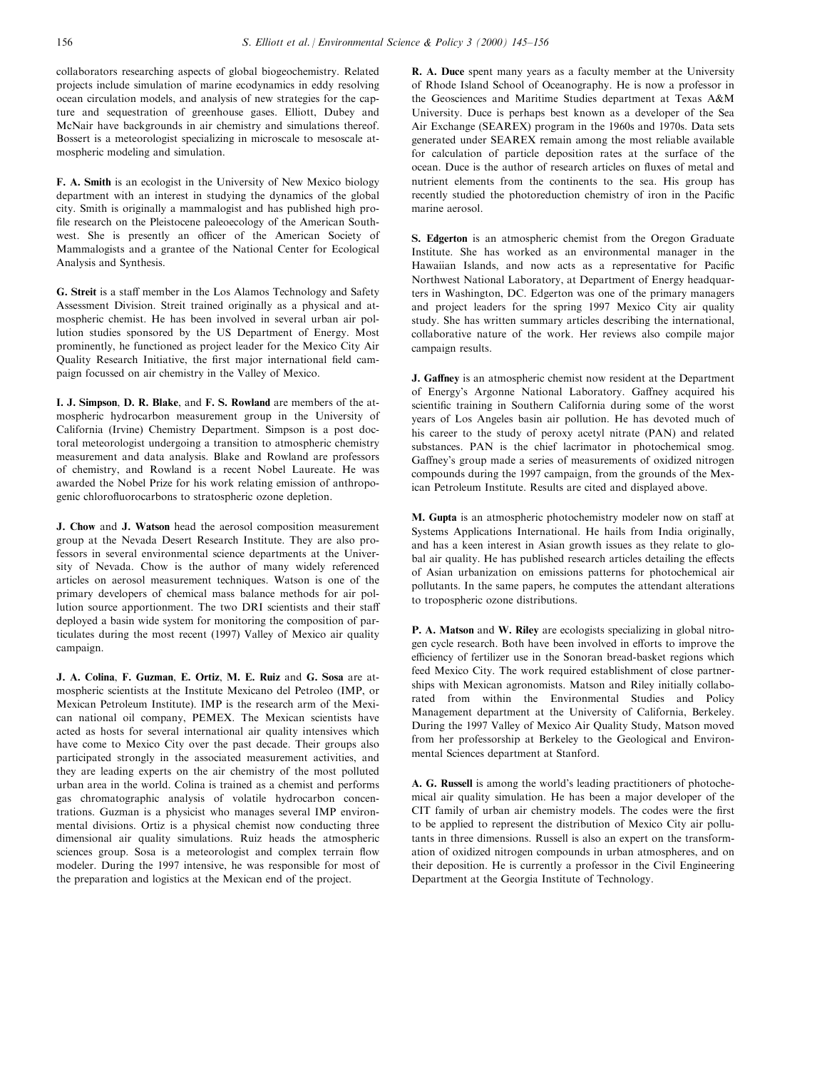collaborators researching aspects of global biogeochemistry. Related projects include simulation of marine ecodynamics in eddy resolving ocean circulation models, and analysis of new strategies for the capture and sequestration of greenhouse gases. Elliott, Dubey and McNair have backgrounds in air chemistry and simulations thereof. Bossert is a meteorologist specializing in microscale to mesoscale atmospheric modeling and simulation.

**F. A. Smith** is an ecologist in the University of New Mexico biology department with an interest in studying the dynamics of the global city. Smith is originally a mammalogist and has published high profile research on the Pleistocene paleoecology of the American Southwest. She is presently an officer of the American Society of Mammalogists and a grantee of the National Center for Ecological Analysis and Synthesis.

**G. Streit** is a staff member in the Los Alamos Technology and Safety Assessment Division. Streit trained originally as a physical and atmospheric chemist. He has been involved in several urban air pollution studies sponsored by the US Department of Energy. Most prominently, he functioned as project leader for the Mexico City Air Quality Research Initiative, the first major international field campaign focussed on air chemistry in the Valley of Mexico.

**I. J. Simpson**, **D. R. Blake**, and **F. S. Rowland** are members of the atmospheric hydrocarbon measurement group in the University of California (Irvine) Chemistry Department. Simpson is a post doctoral meteorologist undergoing a transition to atmospheric chemistry measurement and data analysis. Blake and Rowland are professors of chemistry, and Rowland is a recent Nobel Laureate. He was awarded the Nobel Prize for his work relating emission of anthropogenic chlorofluorocarbons to stratospheric ozone depletion.

**J. Chow** and **J. Watson** head the aerosol composition measurement group at the Nevada Desert Research Institute. They are also professors in several environmental science departments at the University of Nevada. Chow is the author of many widely referenced articles on aerosol measurement techniques. Watson is one of the primary developers of chemical mass balance methods for air pollution source apportionment. The two DRI scientists and their staff deployed a basin wide system for monitoring the composition of particulates during the most recent (1997) Valley of Mexico air quality campaign.

**J. A. Colina**, **F. Guzman**, **E. Ortiz**, **M. E. Ruiz** and **G. Sosa** are atmospheric scientists at the Institute Mexicano del Petroleo (IMP, or Mexican Petroleum Institute). IMP is the research arm of the Mexican national oil company, PEMEX. The Mexican scientists have acted as hosts for several international air quality intensives which have come to Mexico City over the past decade. Their groups also participated strongly in the associated measurement activities, and they are leading experts on the air chemistry of the most polluted urban area in the world. Colina is trained as a chemist and performs gas chromatographic analysis of volatile hydrocarbon concentrations. Guzman is a physicist who manages several IMP environmental divisions. Ortiz is a physical chemist now conducting three dimensional air quality simulations. Ruiz heads the atmospheric sciences group. Sosa is a meteorologist and complex terrain flow modeler. During the 1997 intensive, he was responsible for most of the preparation and logistics at the Mexican end of the project.

**R. A. Duce** spent many years as a faculty member at the University of Rhode Island School of Oceanography. He is now a professor in the Geosciences and Maritime Studies department at Texas A&M University. Duce is perhaps best known as a developer of the Sea Air Exchange (SEAREX) program in the 1960s and 1970s. Data sets generated under SEAREX remain among the most reliable available for calculation of particle deposition rates at the surface of the ocean. Duce is the author of research articles on fluxes of metal and nutrient elements from the continents to the sea. His group has recently studied the photoreduction chemistry of iron in the Pacific marine aerosol.

**S. Edgerton** is an atmospheric chemist from the Oregon Graduate Institute. She has worked as an environmental manager in the Hawaiian Islands, and now acts as a representative for Pacific Northwest National Laboratory, at Department of Energy headquarters in Washington, DC. Edgerton was one of the primary managers and project leaders for the spring 1997 Mexico City air quality study. She has written summary articles describing the international, collaborative nature of the work. Her reviews also compile major campaign results.

**J. Gaffney** is an atmospheric chemist now resident at the Department of Energy's Argonne National Laboratory. Gaffney acquired his scientific training in Southern California during some of the worst years of Los Angeles basin air pollution. He has devoted much of his career to the study of peroxy acetyl nitrate (PAN) and related substances. PAN is the chief lacrimator in photochemical smog. Gaffney's group made a series of measurements of oxidized nitrogen compounds during the 1997 campaign, from the grounds of the Mexican Petroleum Institute. Results are cited and displayed above.

**M. Gupta** is an atmospheric photochemistry modeler now on staff at Systems Applications International. He hails from India originally, and has a keen interest in Asian growth issues as they relate to global air quality. He has published research articles detailing the effects of Asian urbanization on emissions patterns for photochemical air pollutants. In the same papers, he computes the attendant alterations to tropospheric ozone distributions.

**P. A. Matson** and **W. Riley** are ecologists specializing in global nitrogen cycle research. Both have been involved in efforts to improve the efficiency of fertilizer use in the Sonoran bread-basket regions which feed Mexico City. The work required establishment of close partnerships with Mexican agronomists. Matson and Riley initially collaborated from within the Environmental Studies and Policy Management department at the University of California, Berkeley. During the 1997 Valley of Mexico Air Quality Study, Matson moved from her professorship at Berkeley to the Geological and Environmental Sciences department at Stanford.

**A. G. Russell** is among the world's leading practitioners of photochemical air quality simulation. He has been a major developer of the CIT family of urban air chemistry models. The codes were the first to be applied to represent the distribution of Mexico City air pollutants in three dimensions. Russell is also an expert on the transformation of oxidized nitrogen compounds in urban atmospheres, and on their deposition. He is currently a professor in the Civil Engineering Department at the Georgia Institute of Technology.